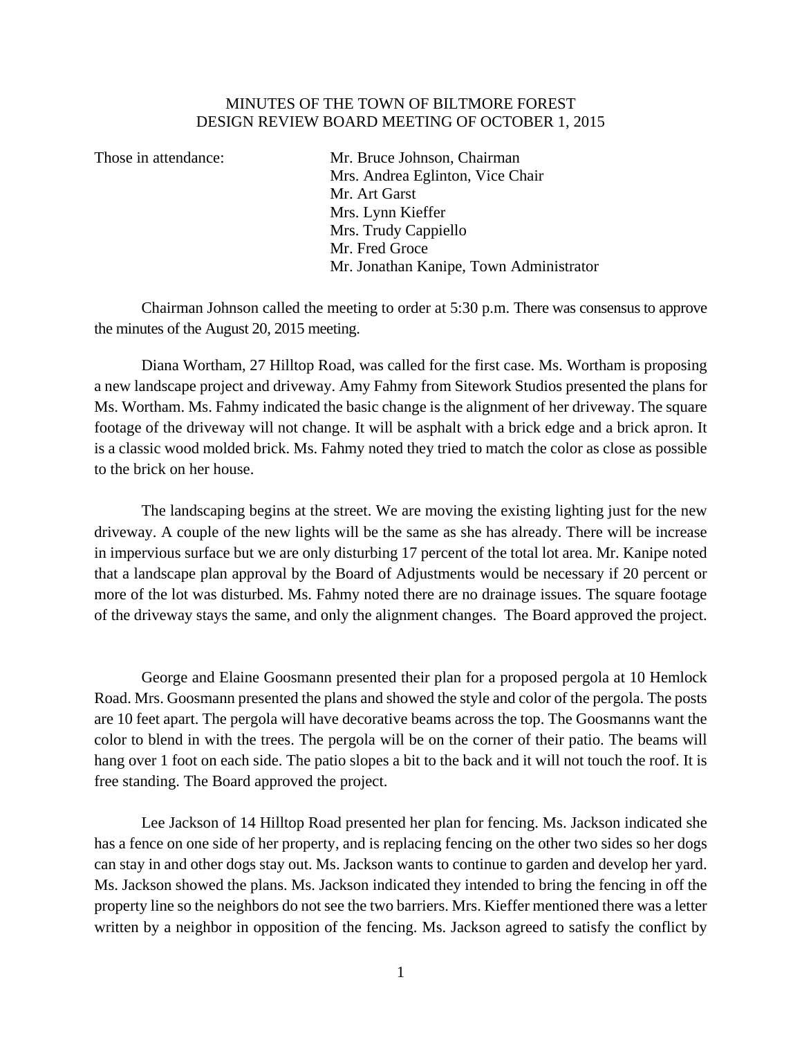# MINUTES OF THE TOWN OF BILTMORE FOREST DESIGN REVIEW BOARD MEETING OF OCTOBER 1, 2015

Those in attendance:

- Mr. Bruce Johnson, Chairman
- Mrs. Andrea Eglinton, Vice Chair
- Mr. Art Garst
- Mrs. Lynn Kieffer
- Mrs. Trudy Cappiello
- Mr. Fred Groce
- Mr. Jonathan Kanipe, Town Administrator

Chairman Johnson called the meeting to order at 5:30 p.m. There was consensus to approve the minutes of the August 20, 2015 meeting.

Diana Wortham, 27 Hilltop Road, was called for the first case. Ms. Wortham is proposing a new landscape project and driveway. Amy Fahmy from Sitework Studios presented the plans for Ms. Wortham. Ms. Fahmy indicated the basic change is the alignment of her driveway. The square footage of the driveway will not change. It will be asphalt with a brick edge and a brick apron. It is a classic wood molded brick. Ms. Fahmy noted they tried to match the color as close as possible to the brick on her house.

The landscaping begins at the street. We are moving the existing lighting just for the new driveway. A couple of the new lights will be the same as she has already. There will be increase in impervious surface but we are only disturbing 17 percent of the total lot area. Mr. Kanipe noted that a landscape plan approval by the Board of Adjustments would be necessary if 20 percent or more of the lot was disturbed. Ms. Fahmy noted there are no drainage issues. The square footage of the driveway stays the same, and only the alignment changes. The Board approved the project.

George and Elaine Goosmann presented their plan for a proposed pergola at 10 Hemlock Road. Mrs. Goosmann presented the plans and showed the style and color of the pergola. The posts are 10 feet apart. The pergola will have decorative beams across the top. The Goosmanns want the color to blend in with the trees. The pergola will be on the corner of their patio. The beams will hang over 1 foot on each side. The patio slopes a bit to the back and it will not touch the roof. It is free standing. The Board approved the project.

Lee Jackson of 14 Hilltop Road presented her plan for fencing. Ms. Jackson indicated she has a fence on one side of her property, and is replacing fencing on the other two sides so her dogs can stay in and other dogs stay out. Ms. Jackson wants to continue to garden and develop her yard. Ms. Jackson showed the plans. Ms. Jackson indicated they intended to bring the fencing in off the property line so the neighbors do not see the two barriers. Mrs. Kieffer mentioned there was a letter written by a neighbor in opposition of the fencing. Ms. Jackson agreed to satisfy the conflict by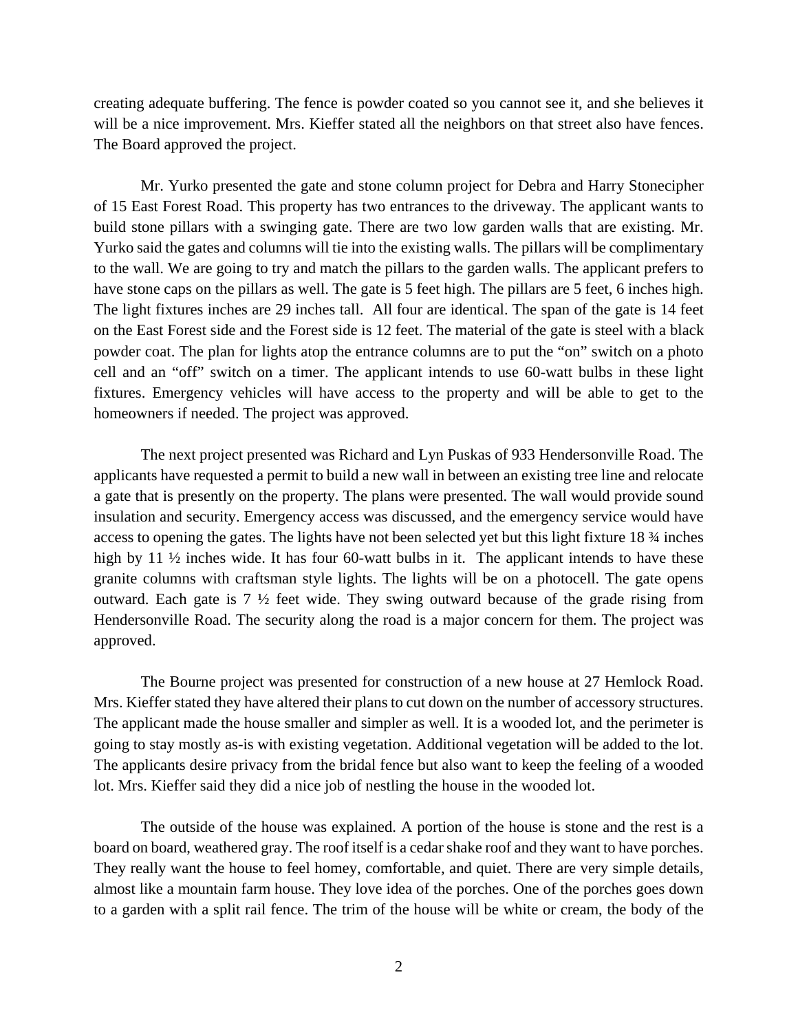creating adequate buffering. The fence is powder coated so you cannot see it, and she believes it will be a nice improvement. Mrs. Kieffer stated all the neighbors on that street also have fences. The Board approved the project.

Mr. Yurko presented the gate and stone column project for Debra and Harry Stonecipher of 15 East Forest Road. This property has two entrances to the driveway. The applicant wants to build stone pillars with a swinging gate. There are two low garden walls that are existing. Mr. Yurko said the gates and columns will tie into the existing walls. The pillars will be complimentary to the wall. We are going to try and match the pillars to the garden walls. The applicant prefers to have stone caps on the pillars as well. The gate is 5 feet high. The pillars are 5 feet, 6 inches high. The light fixtures inches are 29 inches tall. All four are identical. The span of the gate is 14 feet on the East Forest side and the Forest side is 12 feet. The material of the gate is steel with a black powder coat. The plan for lights atop the entrance columns are to put the "on" switch on a photo cell and an "off" switch on a timer. The applicant intends to use 60-watt bulbs in these light fixtures. Emergency vehicles will have access to the property and will be able to get to the homeowners if needed. The project was approved.

The next project presented was Richard and Lyn Puskas of 933 Hendersonville Road. The applicants have requested a permit to build a new wall in between an existing tree line and relocate a gate that is presently on the property. The plans were presented. The wall would provide sound insulation and security. Emergency access was discussed, and the emergency service would have access to opening the gates. The lights have not been selected yet but this light fixture 18 ¾ inches high by 11 ½ inches wide. It has four 60-watt bulbs in it. The applicant intends to have these granite columns with craftsman style lights. The lights will be on a photocell. The gate opens outward. Each gate is 7 ½ feet wide. They swing outward because of the grade rising from Hendersonville Road. The security along the road is a major concern for them. The project was approved.

The Bourne project was presented for construction of a new house at 27 Hemlock Road. Mrs. Kieffer stated they have altered their plans to cut down on the number of accessory structures. The applicant made the house smaller and simpler as well. It is a wooded lot, and the perimeter is going to stay mostly as-is with existing vegetation. Additional vegetation will be added to the lot. The applicants desire privacy from the bridal fence but also want to keep the feeling of a wooded lot. Mrs. Kieffer said they did a nice job of nestling the house in the wooded lot.

The outside of the house was explained. A portion of the house is stone and the rest is a board on board, weathered gray. The roof itself is a cedar shake roof and they want to have porches. They really want the house to feel homey, comfortable, and quiet. There are very simple details, almost like a mountain farm house. They love idea of the porches. One of the porches goes down to a garden with a split rail fence. The trim of the house will be white or cream, the body of the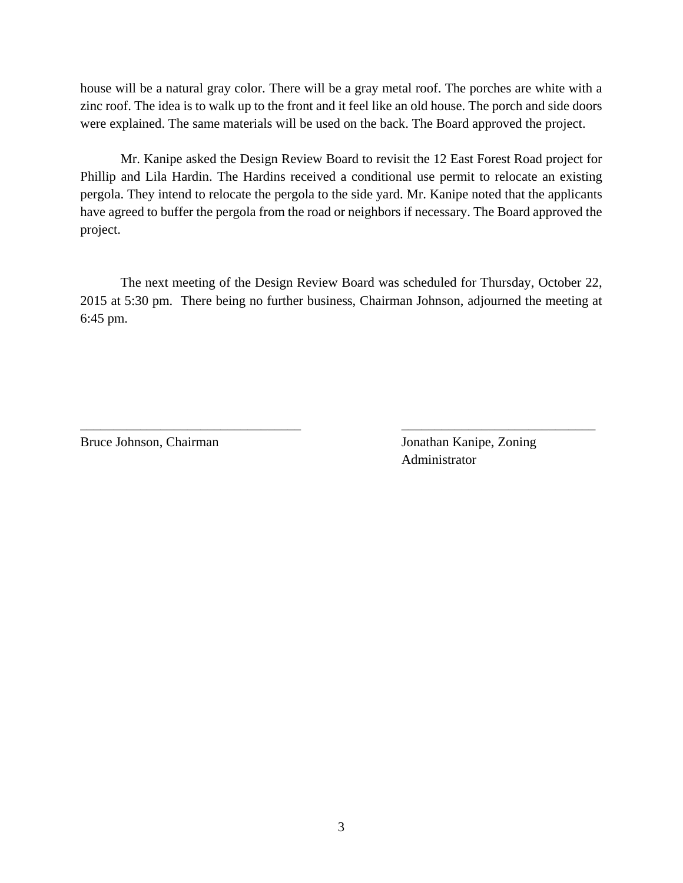house will be a natural gray color. There will be a gray metal roof. The porches are white with a zinc roof. The idea is to walk up to the front and it feel like an old house. The porch and side doors were explained. The same materials will be used on the back. The Board approved the project.

Mr. Kanipe asked the Design Review Board to revisit the 12 East Forest Road project for Phillip and Lila Hardin. The Hardins received a conditional use permit to relocate an existing pergola. They intend to relocate the pergola to the side yard. Mr. Kanipe noted that the applicants have agreed to buffer the pergola from the road or neighbors if necessary. The Board approved the project.

The next meeting of the Design Review Board was scheduled for Thursday, October 22, 2015 at 5:30 pm. There being no further business, Chairman Johnson, adjourned the meeting at 6:45 pm.

\_\_\_\_\_\_\_\_\_\_\_\_\_\_\_\_\_\_\_\_\_\_\_\_\_\_\_\_\_\_\_\_\_\_

Bruce Johnson, Chairman

\_\_\_\_\_\_\_\_\_\_\_\_\_\_\_\_\_\_\_\_\_\_\_\_\_\_\_\_\_\_\_\_\_\_

Jonathan Kanipe, Zoning Administrator